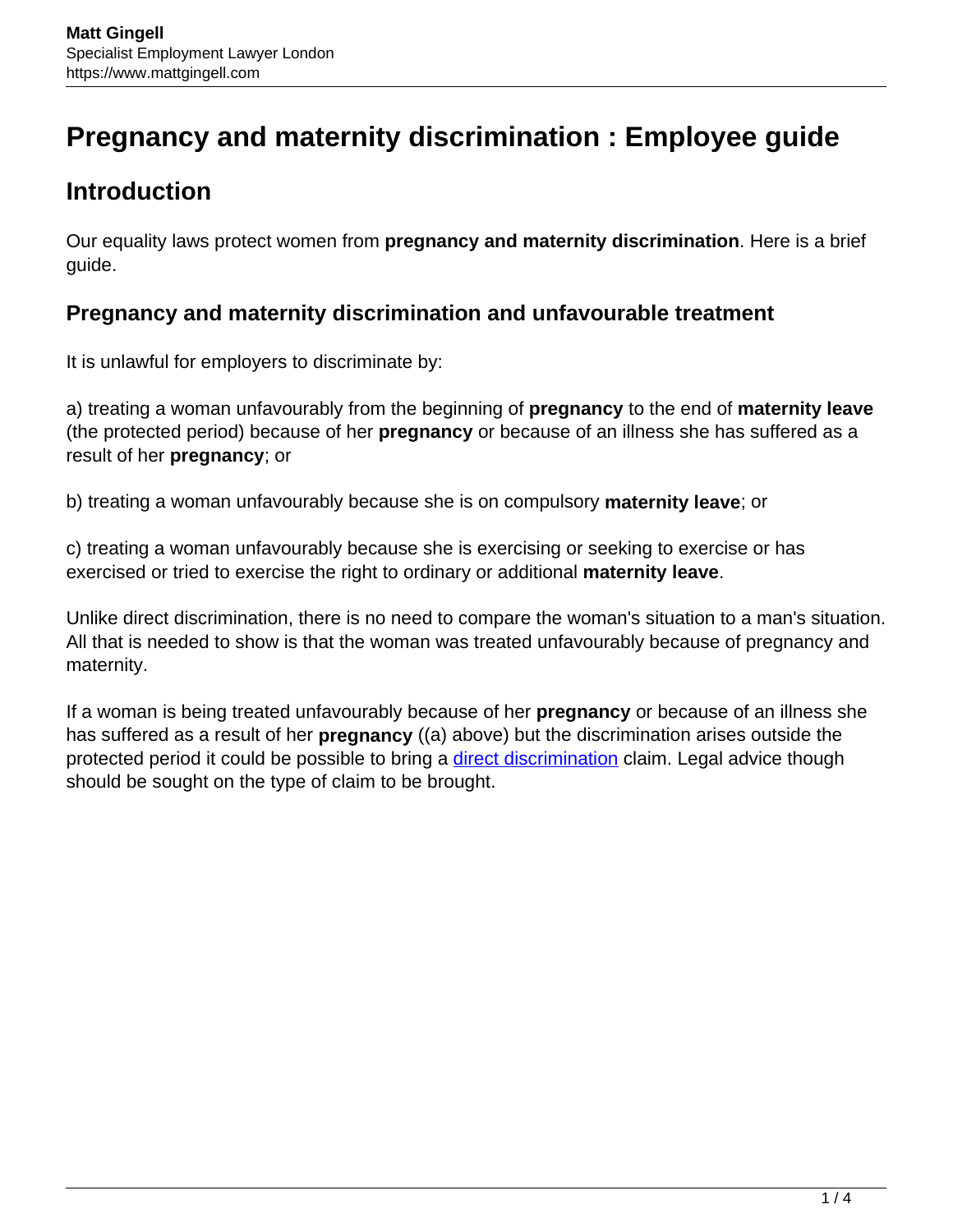# Pregnancy and maternity discrimination : Employee guide

## Introduction

Our equality laws protect women from **pregnancy and maternity discrimination**. Here is a brief guide.

### Pregnancy and maternity discrimination and unfavourable treatment

It is unlawful for employers to discriminate by:

a) treating a woman unfavourably from the beginning of **pregnancy** to the end of **maternity leave** (the protected period) because of her **pregnancy** or because of an illness she has suffered as a result of her **pregnancy**; or

b) treating a woman unfavourably because she is on compulsory **maternity leave**; or

c) treating a woman unfavourably because she is exercising or seeking to exercise or has exercised or tried to exercise the right to ordinary or additional **maternity leave**.

Unlike direct discrimination, there is no need to compare the woman's situation to a man's situation. All that is needed to show is that the woman was treated unfavourably because of pregnancy and maternity.

If a woman is being treated unfavourably because of her **pregnancy** or because of an illness she has suffered as a result of her **pregnancy** ((a) above) but the discrimination arises outside the protected period it could be possible to bring a direct discrimination claim. Legal advice though should be sought on the type of claim to be brought.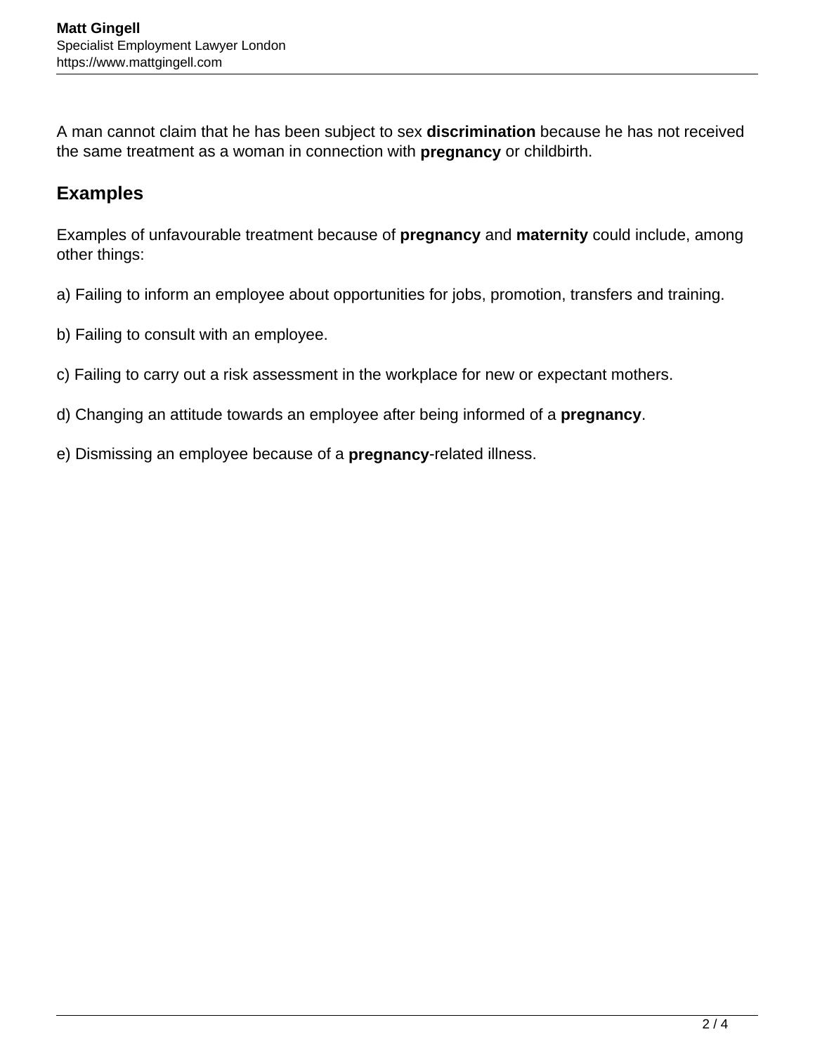A man cannot claim that he has been subject to sex **discrimination** because he has not received the same treatment as a woman in connection with **pregnancy** or childbirth.

## Examples

Examples of unfavourable treatment because of **pregnancy** and **maternity** could include, among other things:

a) Failing to inform an employee about opportunities for jobs, promotion, transfers and training.

b) Failing to consult with an employee.

c) Failing to carry out a risk assessment in the workplace for new or expectant mothers.

d) Changing an attitude towards an employee after being informed of a **pregnancy**.

e) Dismissing an employee because of a **pregnancy**-related illness.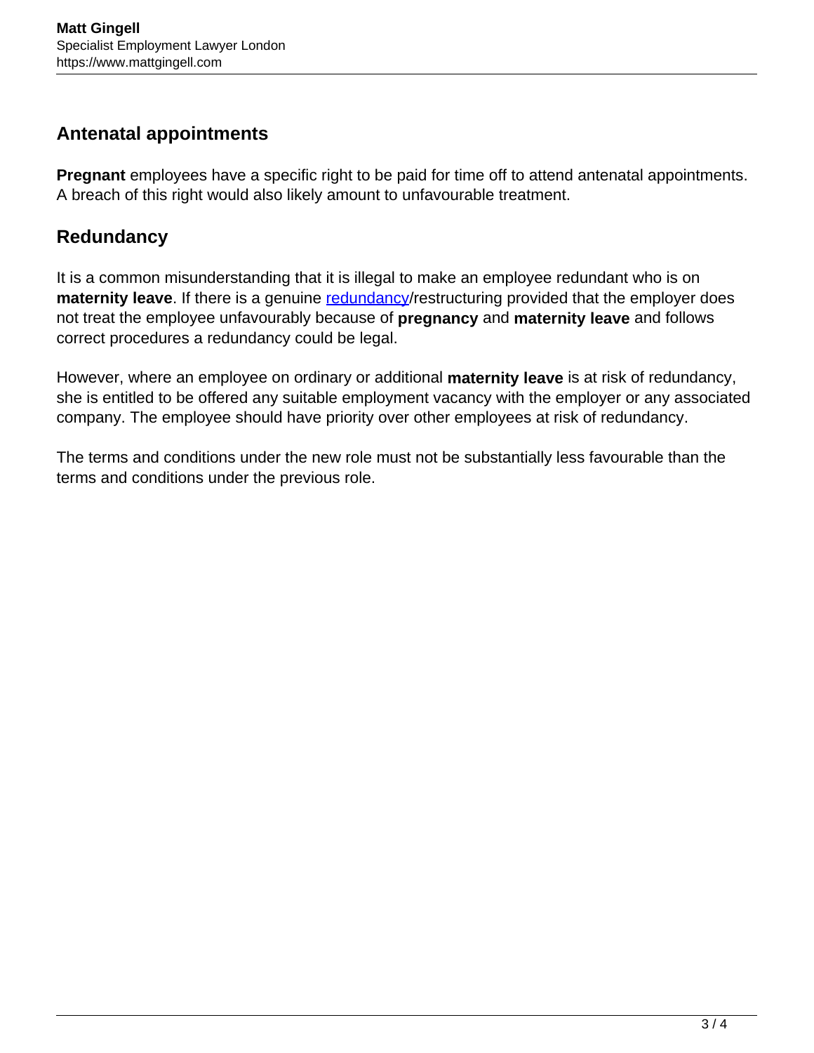## Antenatal appointments

**Pregnant** employees have a specific right to be paid for time off to attend antenatal appointments. A breach of this right would also likely amount to unfavourable treatment.

## Redundancy

It is a common misunderstanding that it is illegal to make an employee redundant who is on **maternity leave**. If there is a genuine redundancy/restructuring provided that the employer does not treat the employee unfavourably because of **pregnancy** and **maternity leave** and follows correct procedures a redundancy could be legal.

However, where an employee on ordinary or additional **maternity leave** is at risk of redundancy, she is entitled to be offered any suitable employment vacancy with the employer or any associated company. The employee should have priority over other employees at risk of redundancy.

The terms and conditions under the new role must not be substantially less favourable than the terms and conditions under the previous role.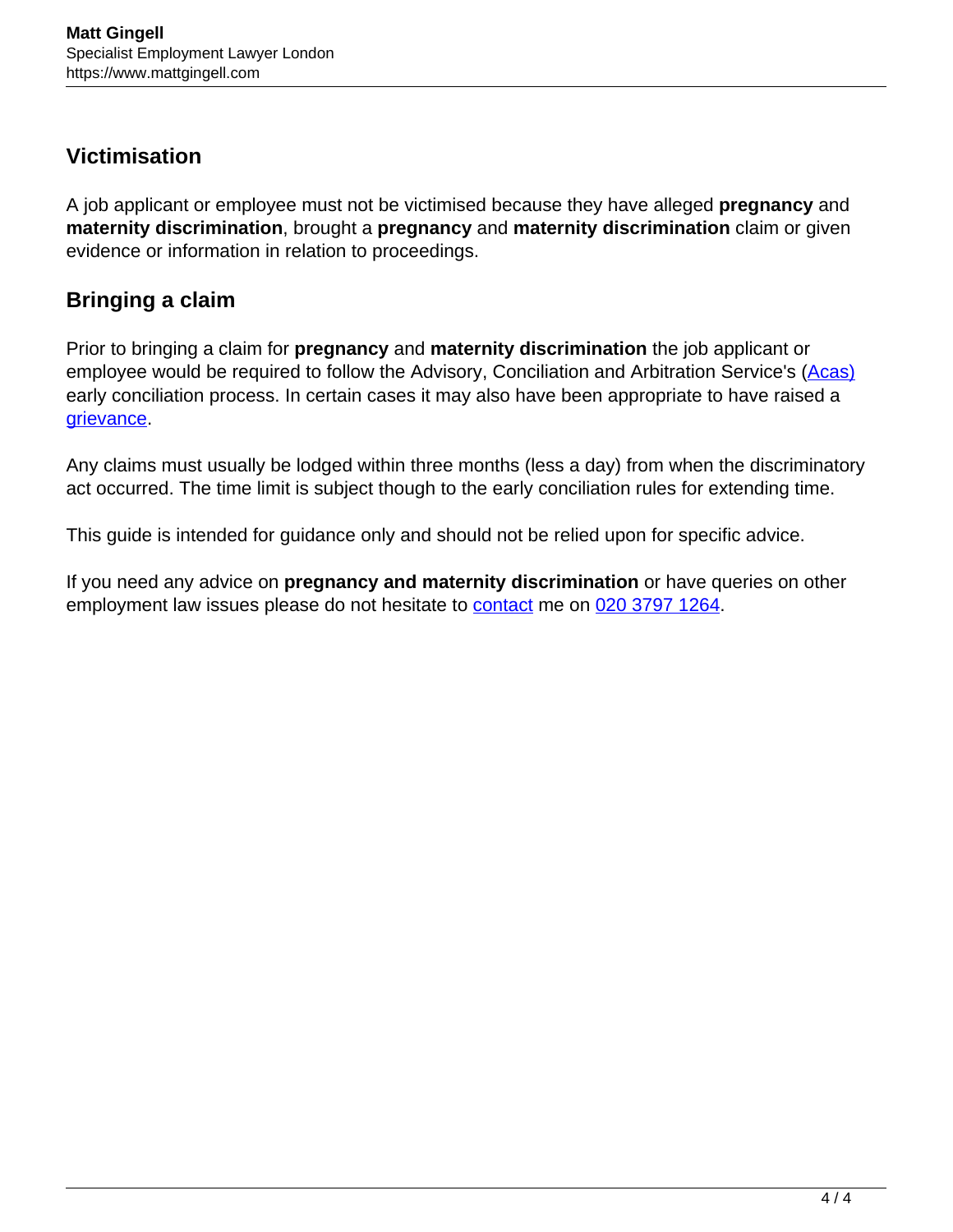## Victimisation

A job applicant or employee must not be victimised because they have alleged **pregnancy** and **maternity discrimination**, brought a **pregnancy** and **maternity discrimination** claim or given evidence or information in relation to proceedings.

## Bringing a claim

Prior to bringing a claim for **pregnancy** and **maternity discrimination** the job applicant or employee would be required to follow the Advisory, Conciliation and Arbitration Service's (Acas) early conciliation process. In certain cases it may also have been appropriate to have raised a grievance.

Any claims must usually be lodged within three months (less a day) from when the discriminatory act occurred. The time limit is subject though to the early conciliation rules for extending time.

This guide is intended for guidance only and should not be relied upon for specific advice.

If you need any advice on **pregnancy and maternity discrimination** or have queries on other employment law issues please do not hesitate to contact me on 020 3797 1264.